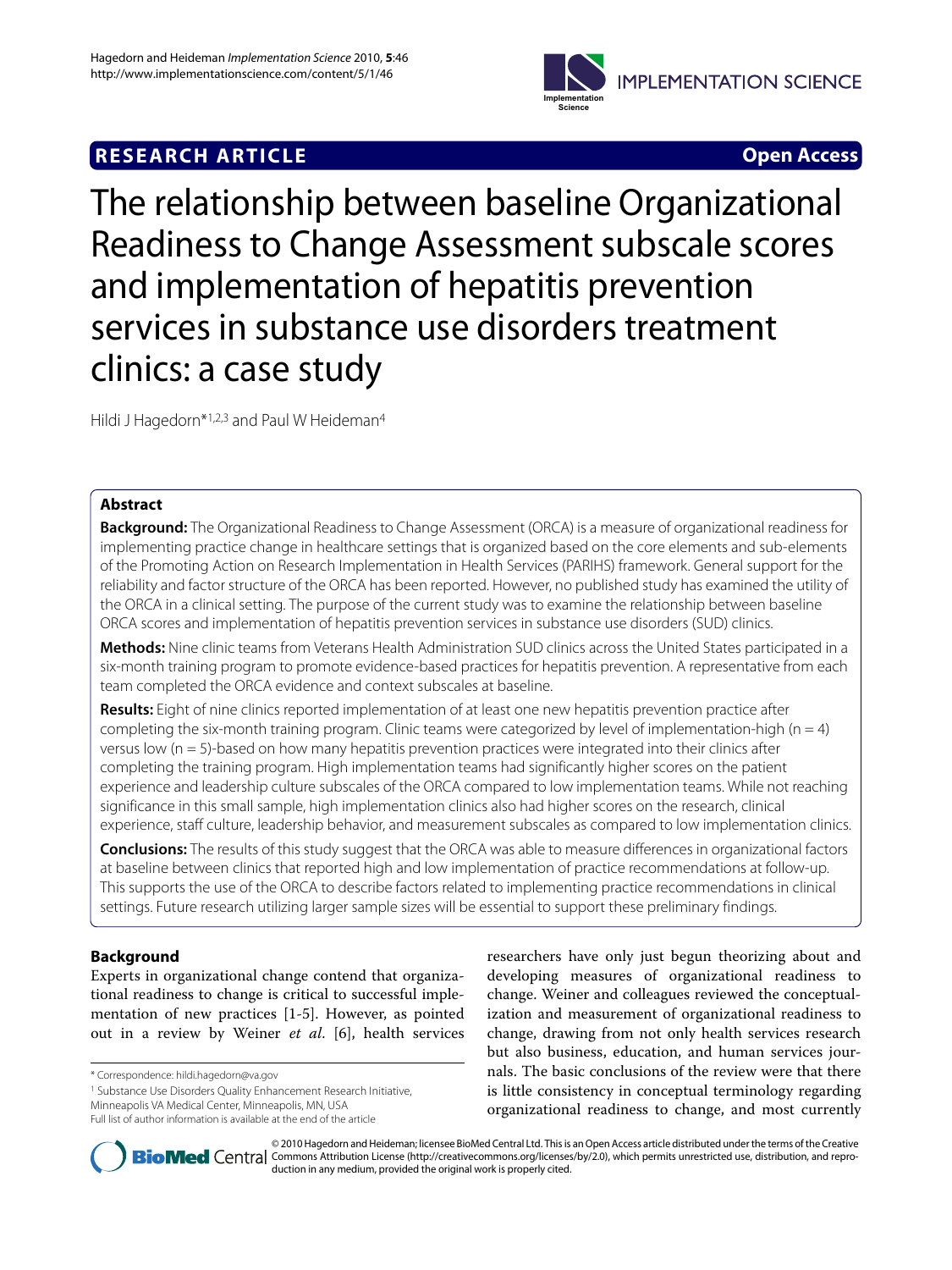**RESEARCH ARTICLE** **Open Access**

# The relationship between baseline Organizational Readiness to Change Assessment subscale scores and implementation of hepatitis prevention services in substance use disorders treatment clinics: a case study

Hildi J Hagedorn*[1,2,3] and Paul W Heideman[4]

## Abstract

**Background:** The Organizational Readiness to Change Assessment (ORCA) is a measure of organizational readiness for implementing practice change in healthcare settings that is organized based on the core elements and sub-elements of the Promoting Action on Research Implementation in Health Services (PARIHS) framework. General support for the reliability and factor structure of the ORCA has been reported. However, no published study has examined the utility of the ORCA in a clinical setting. The purpose of the current study was to examine the relationship between baseline ORCA scores and implementation of hepatitis prevention services in substance use disorders (SUD) clinics.

**Methods:** Nine clinic teams from Veterans Health Administration SUD clinics across the United States participated in a six-month training program to promote evidence-based practices for hepatitis prevention. A representative from each team completed the ORCA evidence and context subscales at baseline.

**Results:** Eight of nine clinics reported implementation of at least one new hepatitis prevention practice after completing the six-month training program. Clinic teams were categorized by level of implementation-high (n = 4) versus low (n = 5)-based on how many hepatitis prevention practices were integrated into their clinics after completing the training program. High implementation teams had significantly higher scores on the patient experience and leadership culture subscales of the ORCA compared to low implementation teams. While not reaching significance in this small sample, high implementation clinics also had higher scores on the research, clinical experience, staff culture, leadership behavior, and measurement subscales as compared to low implementation clinics.

**Conclusions:** The results of this study suggest that the ORCA was able to measure differences in organizational factors at baseline between clinics that reported high and low implementation of practice recommendations at follow-up. This supports the use of the ORCA to describe factors related to implementing practice recommendations in clinical settings. Future research utilizing larger sample sizes will be essential to support these preliminary findings.

## Background

Experts in organizational change contend that organizational readiness to change is critical to successful implementation of new practices [1-5]. However, as pointed out in a review by Weiner *et al*. [6], health services researchers have only just begun theorizing about and developing measures of organizational readiness to change. Weiner and colleagues reviewed the conceptualization and measurement of organizational readiness to change, drawing from not only health services research but also business, education, and human services journals. The basic conclusions of the review were that there is little consistency in conceptual terminology regarding organizational readiness to change, and most currently

\* Correspondence: hildi.hagedorn@va.gov

[1] Substance Use Disorders Quality Enhancement Research Initiative, Minneapolis VA Medical Center, Minneapolis, MN, USA

Full list of author information is available at the end of the article

© 2010 Hagedorn and Heideman; licensee BioMed Central Ltd. This is an Open Access article distributed under the terms of the Creative Commons Attribution License (http://creativecommons.org/licenses/by/2.0), which permits unrestricted use, distribution, and reproduction in any medium, provided the original work is properly cited.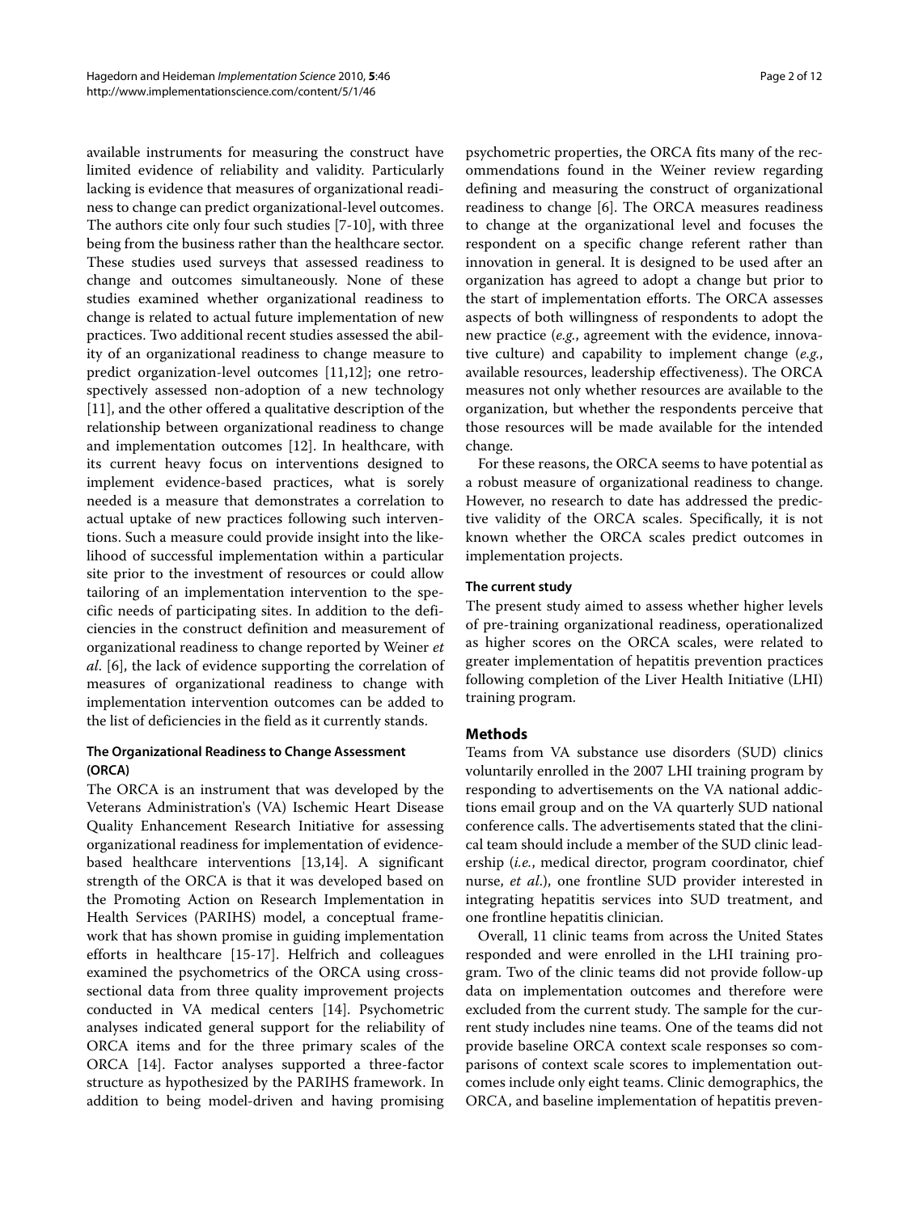available instruments for measuring the construct have limited evidence of reliability and validity. Particularly lacking is evidence that measures of organizational readiness to change can predict organizational-level outcomes. The authors cite only four such studies [7-10], with three being from the business rather than the healthcare sector. These studies used surveys that assessed readiness to change and outcomes simultaneously. None of these studies examined whether organizational readiness to change is related to actual future implementation of new practices. Two additional recent studies assessed the ability of an organizational readiness to change measure to predict organization-level outcomes [11,12]; one retrospectively assessed non-adoption of a new technology [11], and the other offered a qualitative description of the relationship between organizational readiness to change and implementation outcomes [12]. In healthcare, with its current heavy focus on interventions designed to implement evidence-based practices, what is sorely needed is a measure that demonstrates a correlation to actual uptake of new practices following such interventions. Such a measure could provide insight into the likelihood of successful implementation within a particular site prior to the investment of resources or could allow tailoring of an implementation intervention to the specific needs of participating sites. In addition to the deficiencies in the construct definition and measurement of organizational readiness to change reported by Weiner *et al.* [6], the lack of evidence supporting the correlation of measures of organizational readiness to change with implementation intervention outcomes can be added to the list of deficiencies in the field as it currently stands.

### The Organizational Readiness to Change Assessment (ORCA)

The ORCA is an instrument that was developed by the Veterans Administration's (VA) Ischemic Heart Disease Quality Enhancement Research Initiative for assessing organizational readiness for implementation of evidence-based healthcare interventions [13,14]. A significant strength of the ORCA is that it was developed based on the Promoting Action on Research Implementation in Health Services (PARIHS) model, a conceptual framework that has shown promise in guiding implementation efforts in healthcare [15-17]. Helfrich and colleagues examined the psychometrics of the ORCA using cross-sectional data from three quality improvement projects conducted in VA medical centers [14]. Psychometric analyses indicated general support for the reliability of ORCA items and for the three primary scales of the ORCA [14]. Factor analyses supported a three-factor structure as hypothesized by the PARIHS framework. In addition to being model-driven and having promising psychometric properties, the ORCA fits many of the recommendations found in the Weiner review regarding defining and measuring the construct of organizational readiness to change [6]. The ORCA measures readiness to change at the organizational level and focuses the respondent on a specific change referent rather than innovation in general. It is designed to be used after an organization has agreed to adopt a change but prior to the start of implementation efforts. The ORCA assesses aspects of both willingness of respondents to adopt the new practice (*e.g.*, agreement with the evidence, innovative culture) and capability to implement change (*e.g.*, available resources, leadership effectiveness). The ORCA measures not only whether resources are available to the organization, but whether the respondents perceive that those resources will be made available for the intended change.

For these reasons, the ORCA seems to have potential as a robust measure of organizational readiness to change. However, no research to date has addressed the predictive validity of the ORCA scales. Specifically, it is not known whether the ORCA scales predict outcomes in implementation projects.

### The current study

The present study aimed to assess whether higher levels of pre-training organizational readiness, operationalized as higher scores on the ORCA scales, were related to greater implementation of hepatitis prevention practices following completion of the Liver Health Initiative (LHI) training program.

## Methods

Teams from VA substance use disorders (SUD) clinics voluntarily enrolled in the 2007 LHI training program by responding to advertisements on the VA national addictions email group and on the VA quarterly SUD national conference calls. The advertisements stated that the clinical team should include a member of the SUD clinic leadership (*i.e.*, medical director, program coordinator, chief nurse, *et al.*), one frontline SUD provider interested in integrating hepatitis services into SUD treatment, and one frontline hepatitis clinician.

Overall, 11 clinic teams from across the United States responded and were enrolled in the LHI training program. Two of the clinic teams did not provide follow-up data on implementation outcomes and therefore were excluded from the current study. The sample for the current study includes nine teams. One of the teams did not provide baseline ORCA context scale responses so comparisons of context scale scores to implementation outcomes include only eight teams. Clinic demographics, the ORCA, and baseline implementation of hepatitis preven-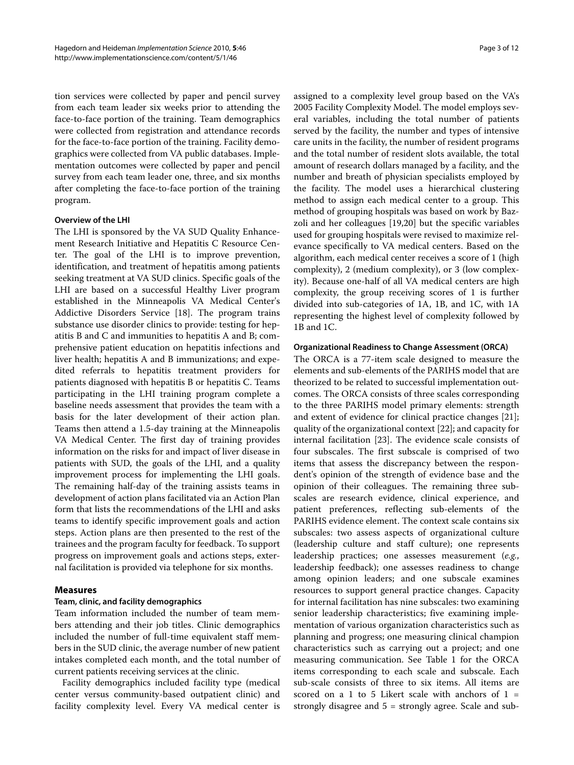tion services were collected by paper and pencil survey from each team leader six weeks prior to attending the face-to-face portion of the training. Team demographics were collected from registration and attendance records for the face-to-face portion of the training. Facility demographics were collected from VA public databases. Implementation outcomes were collected by paper and pencil survey from each team leader one, three, and six months after completing the face-to-face portion of the training program.

### Overview of the LHI

The LHI is sponsored by the VA SUD Quality Enhancement Research Initiative and Hepatitis C Resource Center. The goal of the LHI is to improve prevention, identification, and treatment of hepatitis among patients seeking treatment at VA SUD clinics. Specific goals of the LHI are based on a successful Healthy Liver program established in the Minneapolis VA Medical Center's Addictive Disorders Service [18]. The program trains substance use disorder clinics to provide: testing for hepatitis B and C and immunities to hepatitis A and B; comprehensive patient education on hepatitis infections and liver health; hepatitis A and B immunizations; and expedited referrals to hepatitis treatment providers for patients diagnosed with hepatitis B or hepatitis C. Teams participating in the LHI training program complete a baseline needs assessment that provides the team with a basis for the later development of their action plan. Teams then attend a 1.5-day training at the Minneapolis VA Medical Center. The first day of training provides information on the risks for and impact of liver disease in patients with SUD, the goals of the LHI, and a quality improvement process for implementing the LHI goals. The remaining half-day of the training assists teams in development of action plans facilitated via an Action Plan form that lists the recommendations of the LHI and asks teams to identify specific improvement goals and action steps. Action plans are then presented to the rest of the trainees and the program faculty for feedback. To support progress on improvement goals and actions steps, external facilitation is provided via telephone for six months.

## Measures

### Team, clinic, and facility demographics

Team information included the number of team members attending and their job titles. Clinic demographics included the number of full-time equivalent staff members in the SUD clinic, the average number of new patient intakes completed each month, and the total number of current patients receiving services at the clinic.

Facility demographics included facility type (medical center versus community-based outpatient clinic) and facility complexity level. Every VA medical center is assigned to a complexity level group based on the VA's 2005 Facility Complexity Model. The model employs several variables, including the total number of patients served by the facility, the number and types of intensive care units in the facility, the number of resident programs and the total number of resident slots available, the total amount of research dollars managed by a facility, and the number and breath of physician specialists employed by the facility. The model uses a hierarchical clustering method to assign each medical center to a group. This method of grouping hospitals was based on work by Bazzoli and her colleagues [19,20] but the specific variables used for grouping hospitals were revised to maximize relevance specifically to VA medical centers. Based on the algorithm, each medical center receives a score of 1 (high complexity), 2 (medium complexity), or 3 (low complexity). Because one-half of all VA medical centers are high complexity, the group receiving scores of 1 is further divided into sub-categories of 1A, 1B, and 1C, with 1A representing the highest level of complexity followed by 1B and 1C.

### Organizational Readiness to Change Assessment (ORCA)

The ORCA is a 77-item scale designed to measure the elements and sub-elements of the PARIHS model that are theorized to be related to successful implementation outcomes. The ORCA consists of three scales corresponding to the three PARIHS model primary elements: strength and extent of evidence for clinical practice changes [21]; quality of the organizational context [22]; and capacity for internal facilitation [23]. The evidence scale consists of four subscales. The first subscale is comprised of two items that assess the discrepancy between the respondent's opinion of the strength of evidence base and the opinion of their colleagues. The remaining three subscales are research evidence, clinical experience, and patient preferences, reflecting sub-elements of the PARIHS evidence element. The context scale contains six subscales: two assess aspects of organizational culture (leadership culture and staff culture); one represents leadership practices; one assesses measurement (*e.g.*, leadership feedback); one assesses readiness to change among opinion leaders; and one subscale examines resources to support general practice changes. Capacity for internal facilitation has nine subscales: two examining senior leadership characteristics; five examining implementation of various organization characteristics such as planning and progress; one measuring clinical champion characteristics such as carrying out a project; and one measuring communication. See Table 1 for the ORCA items corresponding to each scale and subscale. Each sub-scale consists of three to six items. All items are scored on a 1 to 5 Likert scale with anchors of 1 = strongly disagree and 5 = strongly agree. Scale and sub-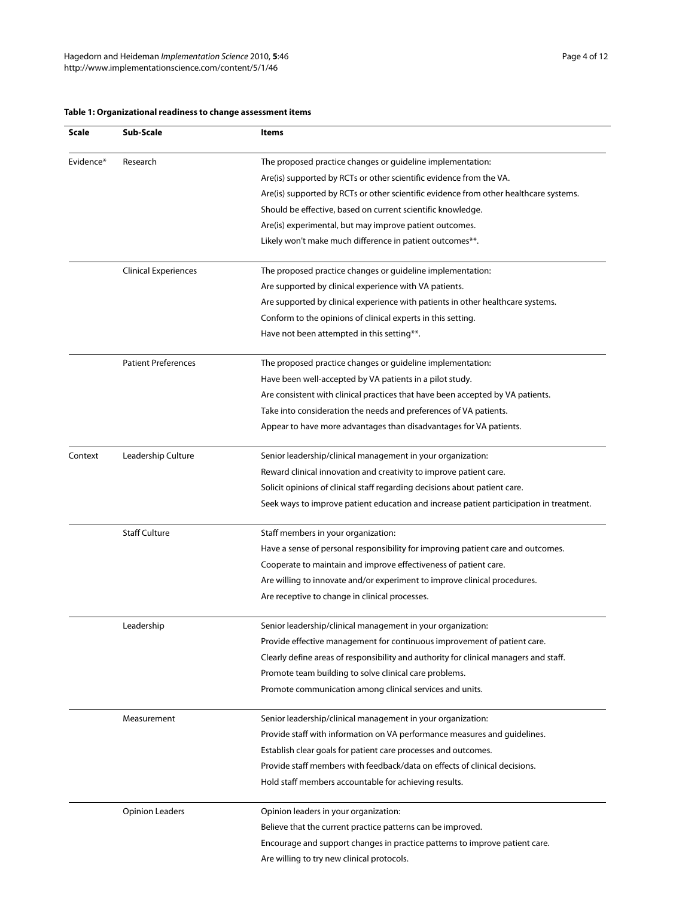**Table 1: Organizational readiness to change assessment items**

| Scale | Sub-Scale | Items |
| --- | --- | --- |
| Evidence* | Research | The proposed practice changes or guideline implementation: |
| | | Are(is) supported by RCTs or other scientific evidence from the VA. |
| | | Are(is) supported by RCTs or other scientific evidence from other healthcare systems. |
| | | Should be effective, based on current scientific knowledge. |
| | | Are(is) experimental, but may improve patient outcomes. |
| | | Likely won't make much difference in patient outcomes**. |
| | Clinical Experiences | The proposed practice changes or guideline implementation: |
| | | Are supported by clinical experience with VA patients. |
| | | Are supported by clinical experience with patients in other healthcare systems. |
| | | Conform to the opinions of clinical experts in this setting. |
| | | Have not been attempted in this setting**. |
| | Patient Preferences | The proposed practice changes or guideline implementation: |
| | | Have been well-accepted by VA patients in a pilot study. |
| | | Are consistent with clinical practices that have been accepted by VA patients. |
| | | Take into consideration the needs and preferences of VA patients. |
| | | Appear to have more advantages than disadvantages for VA patients. |
| Context | Leadership Culture | Senior leadership/clinical management in your organization: |
| | | Reward clinical innovation and creativity to improve patient care. |
| | | Solicit opinions of clinical staff regarding decisions about patient care. |
| | | Seek ways to improve patient education and increase patient participation in treatment. |
| | Staff Culture | Staff members in your organization: |
| | | Have a sense of personal responsibility for improving patient care and outcomes. |
| | | Cooperate to maintain and improve effectiveness of patient care. |
| | | Are willing to innovate and/or experiment to improve clinical procedures. |
| | | Are receptive to change in clinical processes. |
| | Leadership | Senior leadership/clinical management in your organization: |
| | | Provide effective management for continuous improvement of patient care. |
| | | Clearly define areas of responsibility and authority for clinical managers and staff. |
| | | Promote team building to solve clinical care problems. |
| | | Promote communication among clinical services and units. |
| | Measurement | Senior leadership/clinical management in your organization: |
| | | Provide staff with information on VA performance measures and guidelines. |
| | | Establish clear goals for patient care processes and outcomes. |
| | | Provide staff members with feedback/data on effects of clinical decisions. |
| | | Hold staff members accountable for achieving results. |
| | Opinion Leaders | Opinion leaders in your organization: |
| | | Believe that the current practice patterns can be improved. |
| | | Encourage and support changes in practice patterns to improve patient care. |
| | | Are willing to try new clinical protocols. |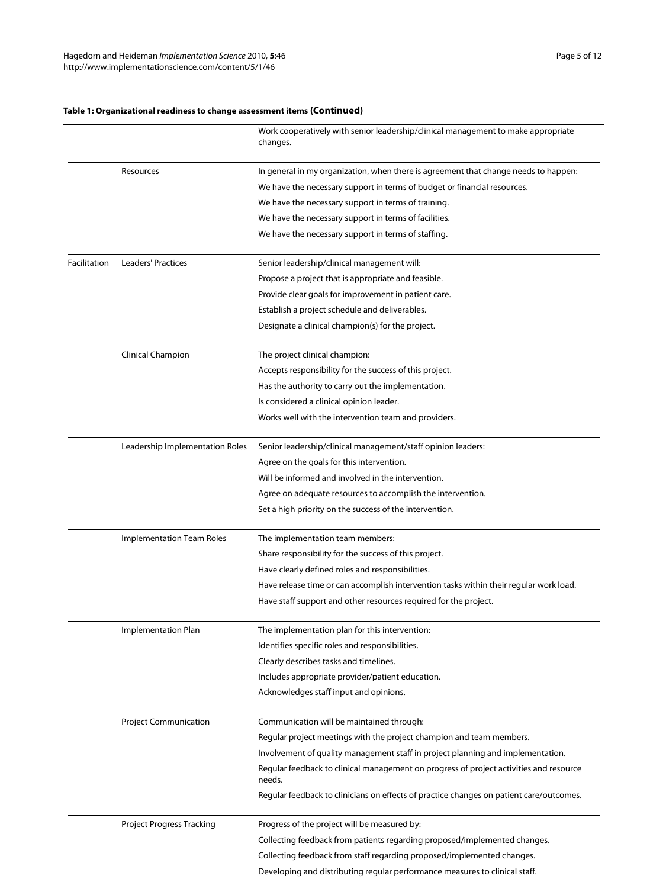**Table 1: Organizational readiness to change assessment items (Continued)**

| | | |
|---|---|---|
| | | Work cooperatively with senior leadership/clinical management to make appropriate changes. |
| | Resources | In general in my organization, when there is agreement that change needs to happen: |
| | | We have the necessary support in terms of budget or financial resources. |
| | | We have the necessary support in terms of training. |
| | | We have the necessary support in terms of facilities. |
| | | We have the necessary support in terms of staffing. |
| Facilitation | Leaders' Practices | Senior leadership/clinical management will: |
| | | Propose a project that is appropriate and feasible. |
| | | Provide clear goals for improvement in patient care. |
| | | Establish a project schedule and deliverables. |
| | | Designate a clinical champion(s) for the project. |
| | Clinical Champion | The project clinical champion: |
| | | Accepts responsibility for the success of this project. |
| | | Has the authority to carry out the implementation. |
| | | Is considered a clinical opinion leader. |
| | | Works well with the intervention team and providers. |
| | Leadership Implementation Roles | Senior leadership/clinical management/staff opinion leaders: |
| | | Agree on the goals for this intervention. |
| | | Will be informed and involved in the intervention. |
| | | Agree on adequate resources to accomplish the intervention. |
| | | Set a high priority on the success of the intervention. |
| | Implementation Team Roles | The implementation team members: |
| | | Share responsibility for the success of this project. |
| | | Have clearly defined roles and responsibilities. |
| | | Have release time or can accomplish intervention tasks within their regular work load. |
| | | Have staff support and other resources required for the project. |
| | Implementation Plan | The implementation plan for this intervention: |
| | | Identifies specific roles and responsibilities. |
| | | Clearly describes tasks and timelines. |
| | | Includes appropriate provider/patient education. |
| | | Acknowledges staff input and opinions. |
| | Project Communication | Communication will be maintained through: |
| | | Regular project meetings with the project champion and team members. |
| | | Involvement of quality management staff in project planning and implementation. |
| | | Regular feedback to clinical management on progress of project activities and resource needs. |
| | | Regular feedback to clinicians on effects of practice changes on patient care/outcomes. |
| | Project Progress Tracking | Progress of the project will be measured by: |
| | | Collecting feedback from patients regarding proposed/implemented changes. |
| | | Collecting feedback from staff regarding proposed/implemented changes. |
| | | Developing and distributing regular performance measures to clinical staff. |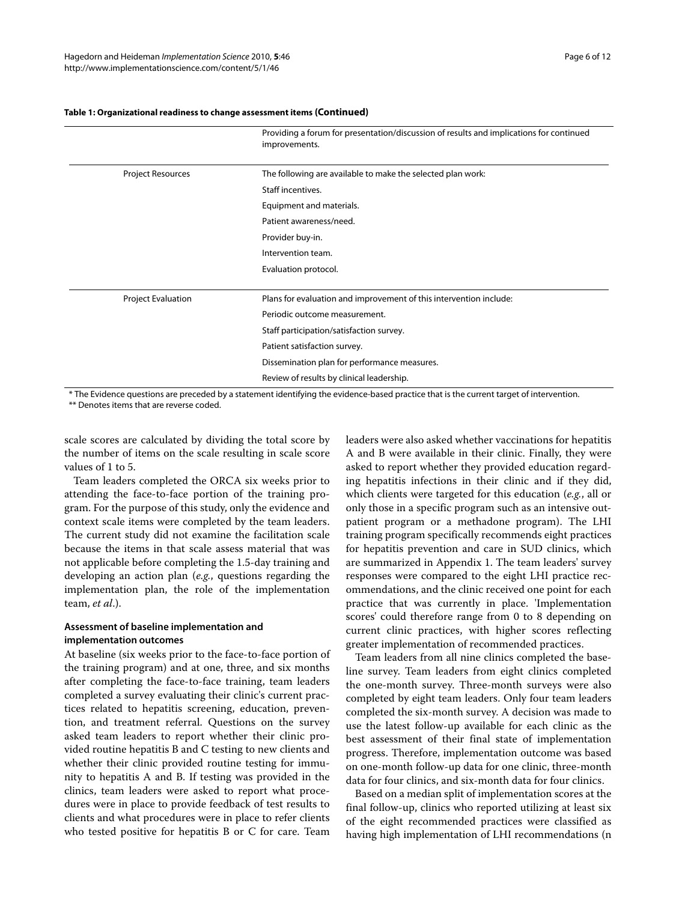**Table 1: Organizational readiness to change assessment items (Continued)**

| | |
|---|---|
| | Providing a forum for presentation/discussion of results and implications for continued improvements. |
| Project Resources | The following are available to make the selected plan work: |
| | Staff incentives. |
| | Equipment and materials. |
| | Patient awareness/need. |
| | Provider buy-in. |
| | Intervention team. |
| | Evaluation protocol. |
| Project Evaluation | Plans for evaluation and improvement of this intervention include: |
| | Periodic outcome measurement. |
| | Staff participation/satisfaction survey. |
| | Patient satisfaction survey. |
| | Dissemination plan for performance measures. |
| | Review of results by clinical leadership. |

* The Evidence questions are preceded by a statement identifying the evidence-based practice that is the current target of intervention.

** Denotes items that are reverse coded.

scale scores are calculated by dividing the total score by the number of items on the scale resulting in scale score values of 1 to 5.

Team leaders completed the ORCA six weeks prior to attending the face-to-face portion of the training program. For the purpose of this study, only the evidence and context scale items were completed by the team leaders. The current study did not examine the facilitation scale because the items in that scale assess material that was not applicable before completing the 1.5-day training and developing an action plan (*e.g.*, questions regarding the implementation plan, the role of the implementation team, *et al*.).

### Assessment of baseline implementation and implementation outcomes

At baseline (six weeks prior to the face-to-face portion of the training program) and at one, three, and six months after completing the face-to-face training, team leaders completed a survey evaluating their clinic's current practices related to hepatitis screening, education, prevention, and treatment referral. Questions on the survey asked team leaders to report whether their clinic provided routine hepatitis B and C testing to new clients and whether their clinic provided routine testing for immunity to hepatitis A and B. If testing was provided in the clinics, team leaders were asked to report what procedures were in place to provide feedback of test results to clients and what procedures were in place to refer clients who tested positive for hepatitis B or C for care. Team leaders were also asked whether vaccinations for hepatitis A and B were available in their clinic. Finally, they were asked to report whether they provided education regarding hepatitis infections in their clinic and if they did, which clients were targeted for this education (*e.g.*, all or only those in a specific program such as an intensive outpatient program or a methadone program). The LHI training program specifically recommends eight practices for hepatitis prevention and care in SUD clinics, which are summarized in Appendix 1. The team leaders' survey responses were compared to the eight LHI practice recommendations, and the clinic received one point for each practice that was currently in place. 'Implementation scores' could therefore range from 0 to 8 depending on current clinic practices, with higher scores reflecting greater implementation of recommended practices.

Team leaders from all nine clinics completed the baseline survey. Team leaders from eight clinics completed the one-month survey. Three-month surveys were also completed by eight team leaders. Only four team leaders completed the six-month survey. A decision was made to use the latest follow-up available for each clinic as the best assessment of their final state of implementation progress. Therefore, implementation outcome was based on one-month follow-up data for one clinic, three-month data for four clinics, and six-month data for four clinics.

Based on a median split of implementation scores at the final follow-up, clinics who reported utilizing at least six of the eight recommended practices were classified as having high implementation of LHI recommendations (n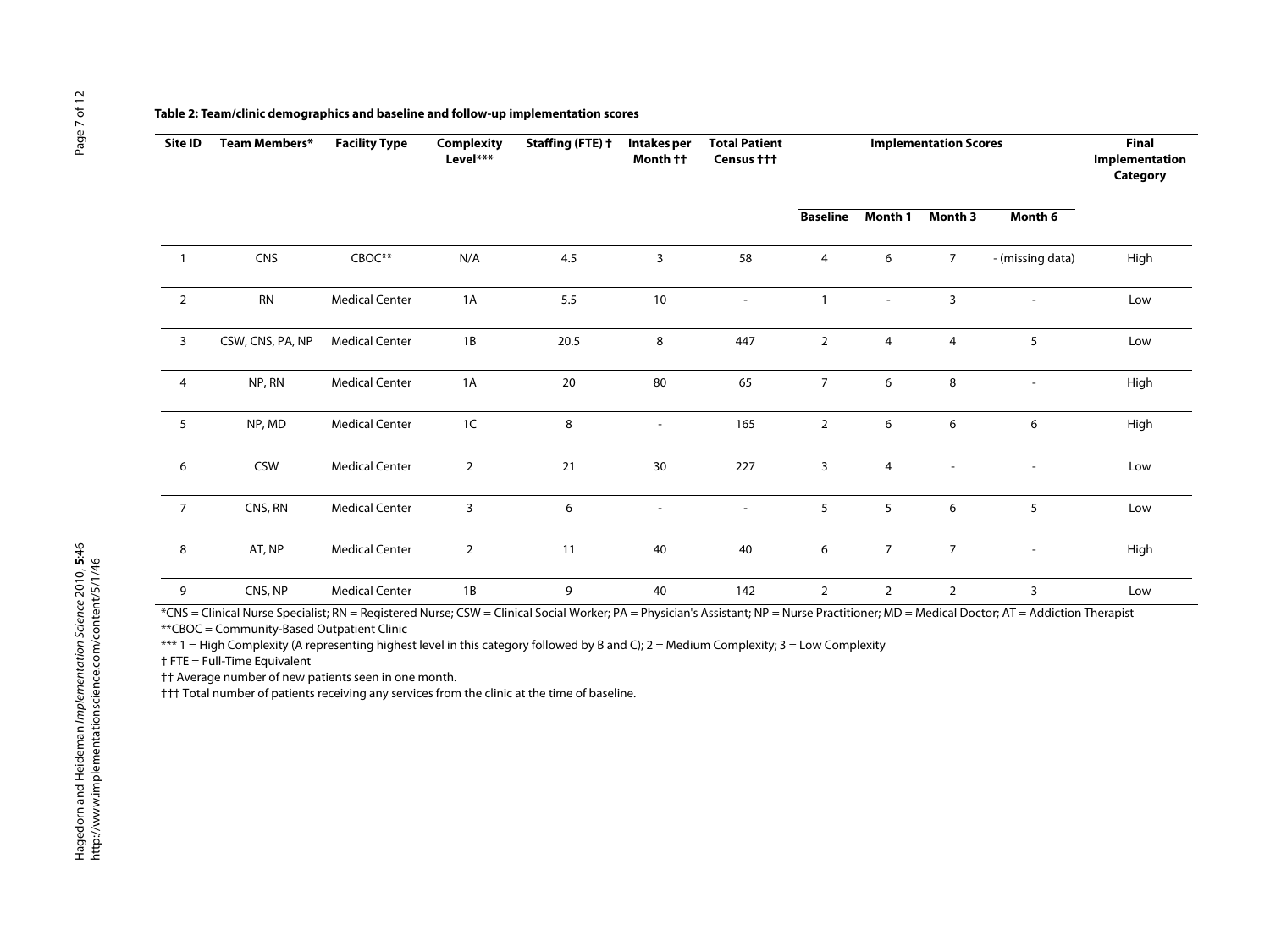**Table 2: Team/clinic demographics and baseline and follow-up implementation scores**

| Site ID | Team Members* | Facility Type | Complexity Level*** | Staffing (FTE) † | Intakes per Month †† | Total Patient Census ††† | Implementation Scores | | | | Final Implementation Category |
|---|---|---|---|---|---|---|---|---|---|---|---|
| | | | | | | | Baseline | Month 1 | Month 3 | Month 6 | |
| 1 | CNS | CBOC** | N/A | 4.5 | 3 | 58 | 4 | 6 | 7 | - (missing data) | High |
| 2 | RN | Medical Center | 1A | 5.5 | 10 | - | 1 | - | 3 | - | Low |
| 3 | CSW, CNS, PA, NP | Medical Center | 1B | 20.5 | 8 | 447 | 2 | 4 | 4 | 5 | Low |
| 4 | NP, RN | Medical Center | 1A | 20 | 80 | 65 | 7 | 6 | 8 | - | High |
| 5 | NP, MD | Medical Center | 1C | 8 | - | 165 | 2 | 6 | 6 | 6 | High |
| 6 | CSW | Medical Center | 2 | 21 | 30 | 227 | 3 | 4 | - | - | Low |
| 7 | CNS, RN | Medical Center | 3 | 6 | - | - | 5 | 5 | 6 | 5 | Low |
| 8 | AT, NP | Medical Center | 2 | 11 | 40 | 40 | 6 | 7 | 7 | - | High |
| 9 | CNS, NP | Medical Center | 1B | 9 | 40 | 142 | 2 | 2 | 2 | 3 | Low |

*CNS = Clinical Nurse Specialist; RN = Registered Nurse; CSW = Clinical Social Worker; PA = Physician's Assistant; NP = Nurse Practitioner; MD = Medical Doctor; AT = Addiction Therapist

**CBOC = Community-Based Outpatient Clinic

*** 1 = High Complexity (A representing highest level in this category followed by B and C); 2 = Medium Complexity; 3 = Low Complexity

† FTE = Full-Time Equivalent

†† Average number of new patients seen in one month.

††† Total number of patients receiving any services from the clinic at the time of baseline.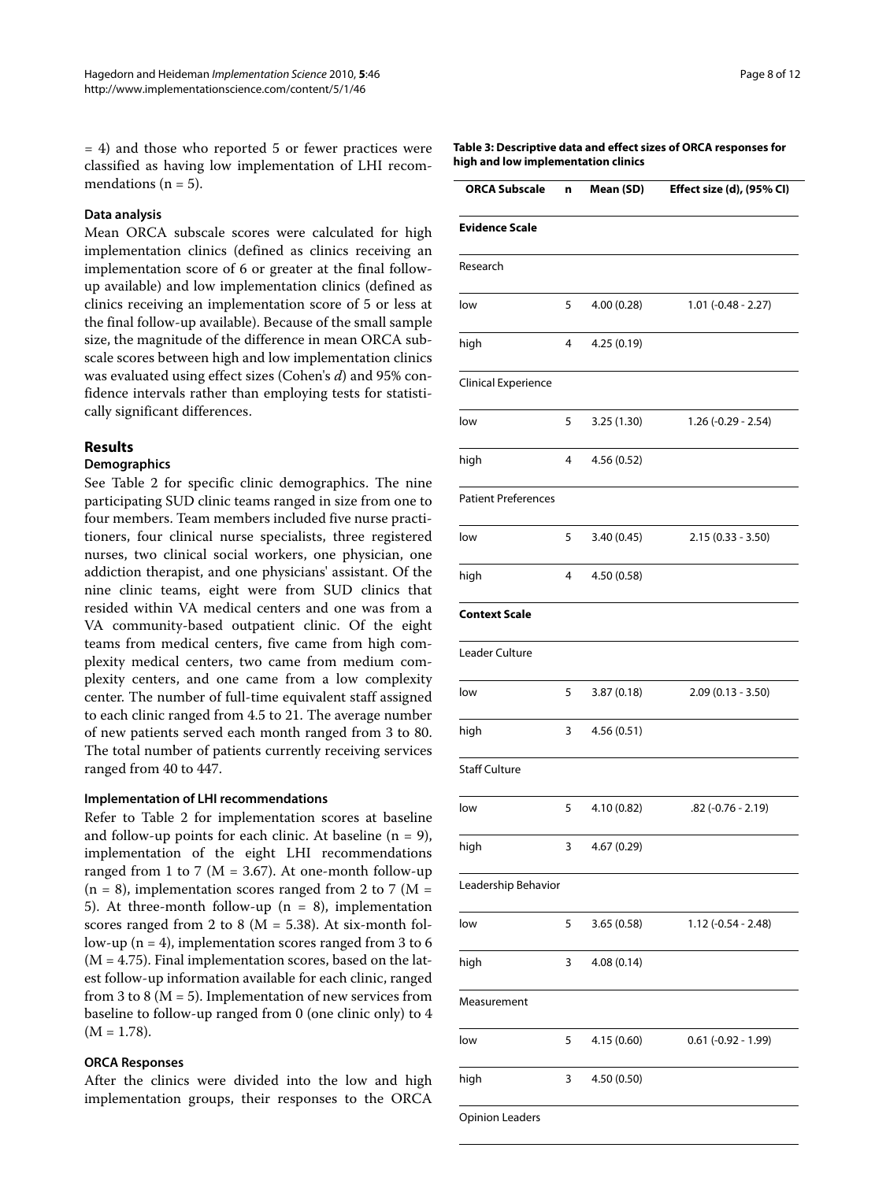= 4) and those who reported 5 or fewer practices were classified as having low implementation of LHI recommendations (n = 5).

### Data analysis

Mean ORCA subscale scores were calculated for high implementation clinics (defined as clinics receiving an implementation score of 6 or greater at the final follow-up available) and low implementation clinics (defined as clinics receiving an implementation score of 5 or less at the final follow-up available). Because of the small sample size, the magnitude of the difference in mean ORCA subscale scores between high and low implementation clinics was evaluated using effect sizes (Cohen's *d*) and 95% confidence intervals rather than employing tests for statistically significant differences.

## Results

### Demographics

See Table 2 for specific clinic demographics. The nine participating SUD clinic teams ranged in size from one to four members. Team members included five nurse practitioners, four clinical nurse specialists, three registered nurses, two clinical social workers, one physician, one addiction therapist, and one physicians' assistant. Of the nine clinic teams, eight were from SUD clinics that resided within VA medical centers and one was from a VA community-based outpatient clinic. Of the eight teams from medical centers, five came from high complexity medical centers, two came from medium complexity centers, and one came from a low complexity center. The number of full-time equivalent staff assigned to each clinic ranged from 4.5 to 21. The average number of new patients served each month ranged from 3 to 80. The total number of patients currently receiving services ranged from 40 to 447.

### Implementation of LHI recommendations

Refer to Table 2 for implementation scores at baseline and follow-up points for each clinic. At baseline (n = 9), implementation of the eight LHI recommendations ranged from 1 to 7 (M = 3.67). At one-month follow-up (n = 8), implementation scores ranged from 2 to 7 (M = 5). At three-month follow-up (n = 8), implementation scores ranged from 2 to 8 (M = 5.38). At six-month follow-up (n = 4), implementation scores ranged from 3 to 6 (M = 4.75). Final implementation scores, based on the latest follow-up information available for each clinic, ranged from 3 to 8 (M = 5). Implementation of new services from baseline to follow-up ranged from 0 (one clinic only) to 4 (M = 1.78).

### ORCA Responses

After the clinics were divided into the low and high implementation groups, their responses to the ORCA

**Table 3: Descriptive data and effect sizes of ORCA responses for high and low implementation clinics**

| ORCA Subscale | n | Mean (SD) | Effect size (d), (95% CI) |
|---|---|---|---|
| **Evidence Scale** | | | |
| Research | | | |
| low | 5 | 4.00 (0.28) | 1.01 (-0.48 - 2.27) |
| high | 4 | 4.25 (0.19) | |
| Clinical Experience | | | |
| low | 5 | 3.25 (1.30) | 1.26 (-0.29 - 2.54) |
| high | 4 | 4.56 (0.52) | |
| Patient Preferences | | | |
| low | 5 | 3.40 (0.45) | 2.15 (0.33 - 3.50) |
| high | 4 | 4.50 (0.58) | |
| **Context Scale** | | | |
| Leader Culture | | | |
| low | 5 | 3.87 (0.18) | 2.09 (0.13 - 3.50) |
| high | 3 | 4.56 (0.51) | |
| Staff Culture | | | |
| low | 5 | 4.10 (0.82) | .82 (-0.76 - 2.19) |
| high | 3 | 4.67 (0.29) | |
| Leadership Behavior | | | |
| low | 5 | 3.65 (0.58) | 1.12 (-0.54 - 2.48) |
| high | 3 | 4.08 (0.14) | |
| Measurement | | | |
| low | 5 | 4.15 (0.60) | 0.61 (-0.92 - 1.99) |
| high | 3 | 4.50 (0.50) | |
| Opinion Leaders | | | |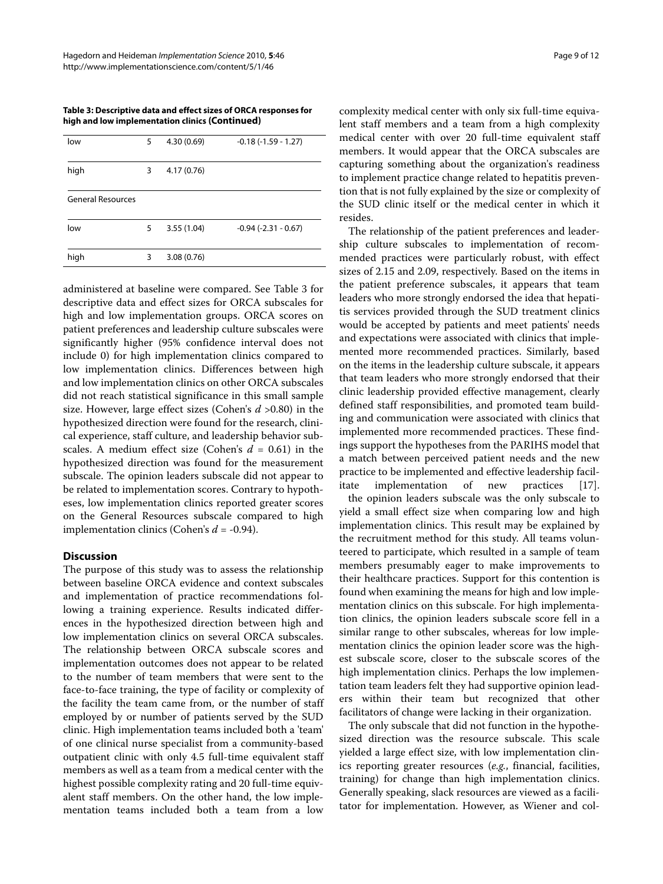**Table 3: Descriptive data and effect sizes of ORCA responses for high and low implementation clinics (Continued)**

| | | | |
|---|---|---|---|
| low | 5 | 4.30 (0.69) | -0.18 (-1.59 - 1.27) |
| high | 3 | 4.17 (0.76) | |
| General Resources | | | |
| low | 5 | 3.55 (1.04) | -0.94 (-2.31 - 0.67) |
| high | 3 | 3.08 (0.76) | |

administered at baseline were compared. See Table 3 for descriptive data and effect sizes for ORCA subscales for high and low implementation groups. ORCA scores on patient preferences and leadership culture subscales were significantly higher (95% confidence interval does not include 0) for high implementation clinics compared to low implementation clinics. Differences between high and low implementation clinics on other ORCA subscales did not reach statistical significance in this small sample size. However, large effect sizes (Cohen's $d$ >0.80) in the hypothesized direction were found for the research, clinical experience, staff culture, and leadership behavior subscales. A medium effect size (Cohen's $d$ = 0.61) in the hypothesized direction was found for the measurement subscale. The opinion leaders subscale did not appear to be related to implementation scores. Contrary to hypotheses, low implementation clinics reported greater scores on the General Resources subscale compared to high implementation clinics (Cohen's $d$ = -0.94).

## Discussion

The purpose of this study was to assess the relationship between baseline ORCA evidence and context subscales and implementation of practice recommendations following a training experience. Results indicated differences in the hypothesized direction between high and low implementation clinics on several ORCA subscales. The relationship between ORCA subscale scores and implementation outcomes does not appear to be related to the number of team members that were sent to the face-to-face training, the type of facility or complexity of the facility the team came from, or the number of staff employed by or number of patients served by the SUD clinic. High implementation teams included both a 'team' of one clinical nurse specialist from a community-based outpatient clinic with only 4.5 full-time equivalent staff members as well as a team from a medical center with the highest possible complexity rating and 20 full-time equivalent staff members. On the other hand, the low implementation teams included both a team from a low complexity medical center with only six full-time equivalent staff members and a team from a high complexity medical center with over 20 full-time equivalent staff members. It would appear that the ORCA subscales are capturing something about the organization's readiness to implement practice change related to hepatitis prevention that is not fully explained by the size or complexity of the SUD clinic itself or the medical center in which it resides.

The relationship of the patient preferences and leadership culture subscales to implementation of recommended practices were particularly robust, with effect sizes of 2.15 and 2.09, respectively. Based on the items in the patient preference subscales, it appears that team leaders who more strongly endorsed the idea that hepatitis services provided through the SUD treatment clinics would be accepted by patients and meet patients' needs and expectations were associated with clinics that implemented more recommended practices. Similarly, based on the items in the leadership culture subscale, it appears that team leaders who more strongly endorsed that their clinic leadership provided effective management, clearly defined staff responsibilities, and promoted team building and communication were associated with clinics that implemented more recommended practices. These findings support the hypotheses from the PARIHS model that a match between perceived patient needs and the new practice to be implemented and effective leadership facilitate implementation of new practices [17].

the opinion leaders subscale was the only subscale to yield a small effect size when comparing low and high implementation clinics. This result may be explained by the recruitment method for this study. All teams volunteered to participate, which resulted in a sample of team members presumably eager to make improvements to their healthcare practices. Support for this contention is found when examining the means for high and low implementation clinics on this subscale. For high implementation clinics, the opinion leaders subscale score fell in a similar range to other subscales, whereas for low implementation clinics the opinion leader score was the highest subscale score, closer to the subscale scores of the high implementation clinics. Perhaps the low implementation team leaders felt they had supportive opinion leaders within their team but recognized that other facilitators of change were lacking in their organization.

The only subscale that did not function in the hypothesized direction was the resource subscale. This scale yielded a large effect size, with low implementation clinics reporting greater resources (*e.g.*, financial, facilities, training) for change than high implementation clinics. Generally speaking, slack resources are viewed as a facilitator for implementation. However, as Wiener and col-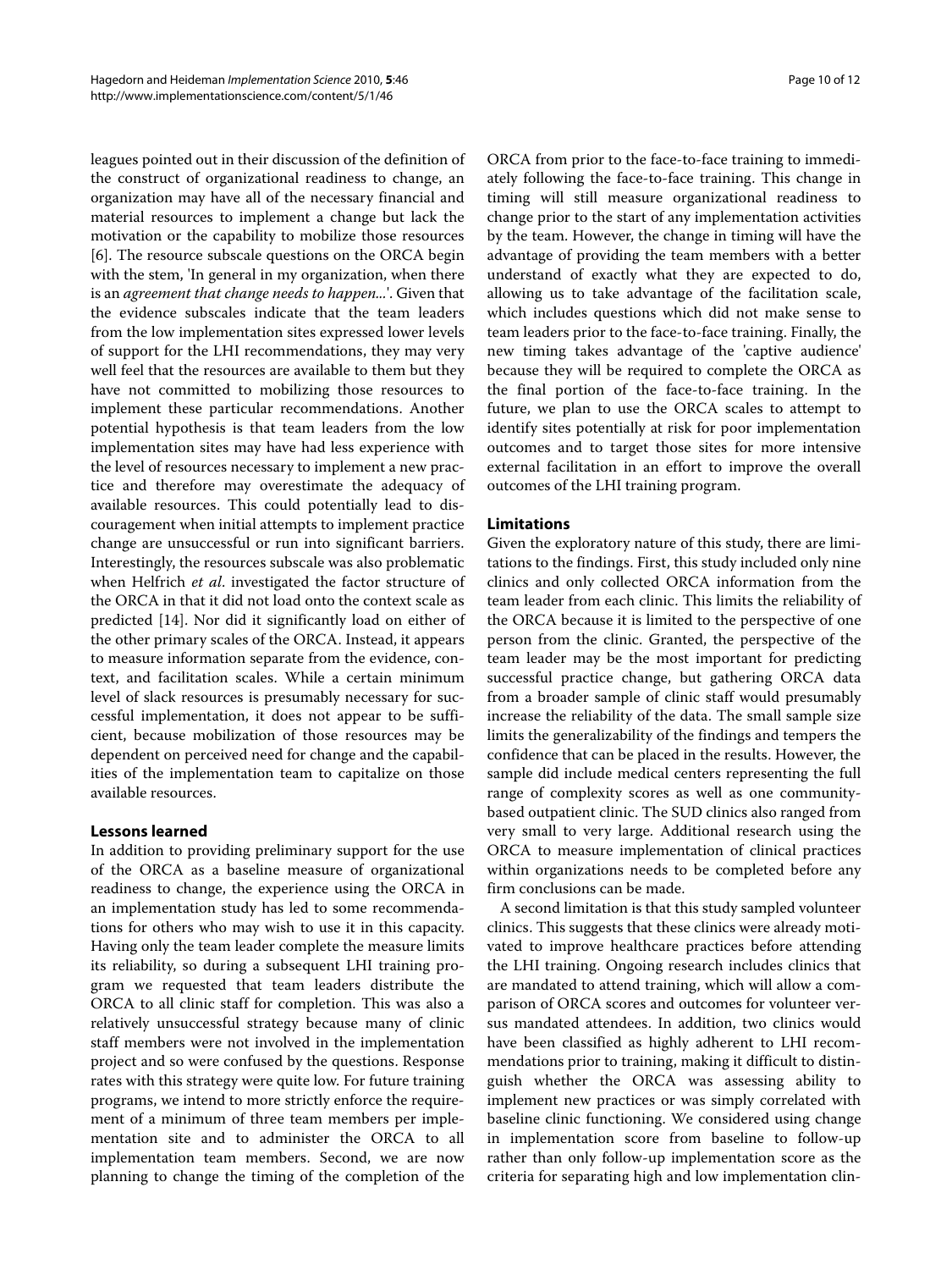leagues pointed out in their discussion of the definition of the construct of organizational readiness to change, an organization may have all of the necessary financial and material resources to implement a change but lack the motivation or the capability to mobilize those resources [6]. The resource subscale questions on the ORCA begin with the stem, 'In general in my organization, when there is an *agreement that change needs to happen...*'. Given that the evidence subscales indicate that the team leaders from the low implementation sites expressed lower levels of support for the LHI recommendations, they may very well feel that the resources are available to them but they have not committed to mobilizing those resources to implement these particular recommendations. Another potential hypothesis is that team leaders from the low implementation sites may have had less experience with the level of resources necessary to implement a new practice and therefore may overestimate the adequacy of available resources. This could potentially lead to discouragement when initial attempts to implement practice change are unsuccessful or run into significant barriers. Interestingly, the resources subscale was also problematic when Helfrich *et al*. investigated the factor structure of the ORCA in that it did not load onto the context scale as predicted [14]. Nor did it significantly load on either of the other primary scales of the ORCA. Instead, it appears to measure information separate from the evidence, context, and facilitation scales. While a certain minimum level of slack resources is presumably necessary for successful implementation, it does not appear to be sufficient, because mobilization of those resources may be dependent on perceived need for change and the capabilities of the implementation team to capitalize on those available resources.

## Lessons learned

In addition to providing preliminary support for the use of the ORCA as a baseline measure of organizational readiness to change, the experience using the ORCA in an implementation study has led to some recommendations for others who may wish to use it in this capacity. Having only the team leader complete the measure limits its reliability, so during a subsequent LHI training program we requested that team leaders distribute the ORCA to all clinic staff for completion. This was also a relatively unsuccessful strategy because many of clinic staff members were not involved in the implementation project and so were confused by the questions. Response rates with this strategy were quite low. For future training programs, we intend to more strictly enforce the requirement of a minimum of three team members per implementation site and to administer the ORCA to all implementation team members. Second, we are now planning to change the timing of the completion of the ORCA from prior to the face-to-face training to immediately following the face-to-face training. This change in timing will still measure organizational readiness to change prior to the start of any implementation activities by the team. However, the change in timing will have the advantage of providing the team members with a better understand of exactly what they are expected to do, allowing us to take advantage of the facilitation scale, which includes questions which did not make sense to team leaders prior to the face-to-face training. Finally, the new timing takes advantage of the 'captive audience' because they will be required to complete the ORCA as the final portion of the face-to-face training. In the future, we plan to use the ORCA scales to attempt to identify sites potentially at risk for poor implementation outcomes and to target those sites for more intensive external facilitation in an effort to improve the overall outcomes of the LHI training program.

## Limitations

Given the exploratory nature of this study, there are limitations to the findings. First, this study included only nine clinics and only collected ORCA information from the team leader from each clinic. This limits the reliability of the ORCA because it is limited to the perspective of one person from the clinic. Granted, the perspective of the team leader may be the most important for predicting successful practice change, but gathering ORCA data from a broader sample of clinic staff would presumably increase the reliability of the data. The small sample size limits the generalizability of the findings and tempers the confidence that can be placed in the results. However, the sample did include medical centers representing the full range of complexity scores as well as one community-based outpatient clinic. The SUD clinics also ranged from very small to very large. Additional research using the ORCA to measure implementation of clinical practices within organizations needs to be completed before any firm conclusions can be made.

A second limitation is that this study sampled volunteer clinics. This suggests that these clinics were already motivated to improve healthcare practices before attending the LHI training. Ongoing research includes clinics that are mandated to attend training, which will allow a comparison of ORCA scores and outcomes for volunteer versus mandated attendees. In addition, two clinics would have been classified as highly adherent to LHI recommendations prior to training, making it difficult to distinguish whether the ORCA was assessing ability to implement new practices or was simply correlated with baseline clinic functioning. We considered using change in implementation score from baseline to follow-up rather than only follow-up implementation score as the criteria for separating high and low implementation clin-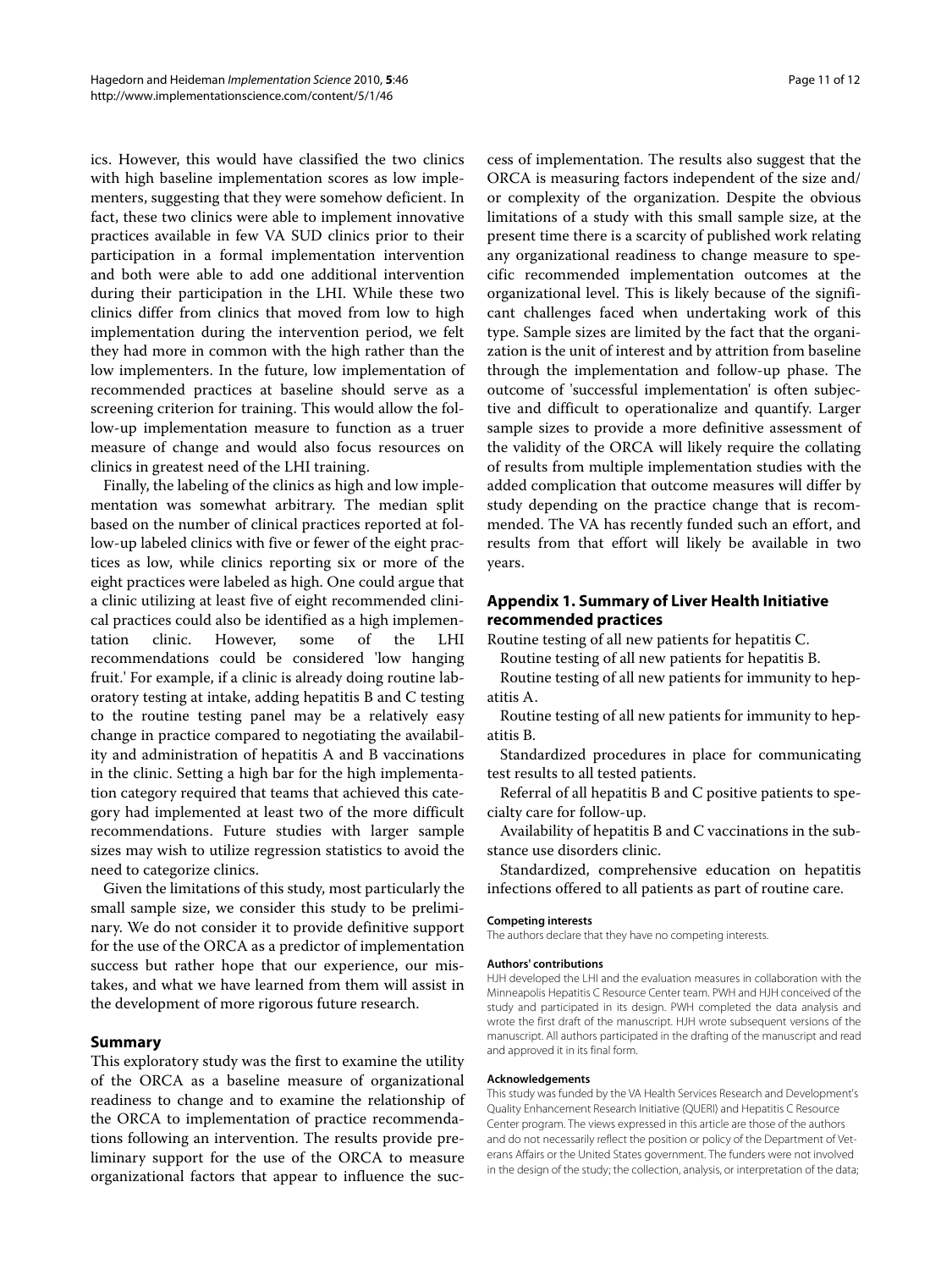ics. However, this would have classified the two clinics with high baseline implementation scores as low implementers, suggesting that they were somehow deficient. In fact, these two clinics were able to implement innovative practices available in few VA SUD clinics prior to their participation in a formal implementation intervention and both were able to add one additional intervention during their participation in the LHI. While these two clinics differ from clinics that moved from low to high implementation during the intervention period, we felt they had more in common with the high rather than the low implementers. In the future, low implementation of recommended practices at baseline should serve as a screening criterion for training. This would allow the follow-up implementation measure to function as a truer measure of change and would also focus resources on clinics in greatest need of the LHI training.

Finally, the labeling of the clinics as high and low implementation was somewhat arbitrary. The median split based on the number of clinical practices reported at follow-up labeled clinics with five or fewer of the eight practices as low, while clinics reporting six or more of the eight practices were labeled as high. One could argue that a clinic utilizing at least five of eight recommended clinical practices could also be identified as a high implementation clinic. However, some of the LHI recommendations could be considered 'low hanging fruit.' For example, if a clinic is already doing routine laboratory testing at intake, adding hepatitis B and C testing to the routine testing panel may be a relatively easy change in practice compared to negotiating the availability and administration of hepatitis A and B vaccinations in the clinic. Setting a high bar for the high implementation category required that teams that achieved this category had implemented at least two of the more difficult recommendations. Future studies with larger sample sizes may wish to utilize regression statistics to avoid the need to categorize clinics.

Given the limitations of this study, most particularly the small sample size, we consider this study to be preliminary. We do not consider it to provide definitive support for the use of the ORCA as a predictor of implementation success but rather hope that our experience, our mistakes, and what we have learned from them will assist in the development of more rigorous future research.

## Summary

This exploratory study was the first to examine the utility of the ORCA as a baseline measure of organizational readiness to change and to examine the relationship of the ORCA to implementation of practice recommendations following an intervention. The results provide preliminary support for the use of the ORCA to measure organizational factors that appear to influence the success of implementation. The results also suggest that the ORCA is measuring factors independent of the size and/or complexity of the organization. Despite the obvious limitations of a study with this small sample size, at the present time there is a scarcity of published work relating any organizational readiness to change measure to specific recommended implementation outcomes at the organizational level. This is likely because of the significant challenges faced when undertaking work of this type. Sample sizes are limited by the fact that the organization is the unit of interest and by attrition from baseline through the implementation and follow-up phase. The outcome of 'successful implementation' is often subjective and difficult to operationalize and quantify. Larger sample sizes to provide a more definitive assessment of the validity of the ORCA will likely require the collating of results from multiple implementation studies with the added complication that outcome measures will differ by study depending on the practice change that is recommended. The VA has recently funded such an effort, and results from that effort will likely be available in two years.

## Appendix 1. Summary of Liver Health Initiative recommended practices

Routine testing of all new patients for hepatitis C.

Routine testing of all new patients for hepatitis B.

Routine testing of all new patients for immunity to hepatitis A.

Routine testing of all new patients for immunity to hepatitis B.

Standardized procedures in place for communicating test results to all tested patients.

Referral of all hepatitis B and C positive patients to specialty care for follow-up.

Availability of hepatitis B and C vaccinations in the substance use disorders clinic.

Standardized, comprehensive education on hepatitis infections offered to all patients as part of routine care.

#### Competing interests

The authors declare that they have no competing interests.

#### Authors' contributions

HJH developed the LHI and the evaluation measures in collaboration with the Minneapolis Hepatitis C Resource Center team. PWH and HJH conceived of the study and participated in its design. PWH completed the data analysis and wrote the first draft of the manuscript. HJH wrote subsequent versions of the manuscript. All authors participated in the drafting of the manuscript and read and approved it in its final form.

#### Acknowledgements

This study was funded by the VA Health Services Research and Development's Quality Enhancement Research Initiative (QUERI) and Hepatitis C Resource Center program. The views expressed in this article are those of the authors and do not necessarily reflect the position or policy of the Department of Veterans Affairs or the United States government. The funders were not involved in the design of the study; the collection, analysis, or interpretation of the data;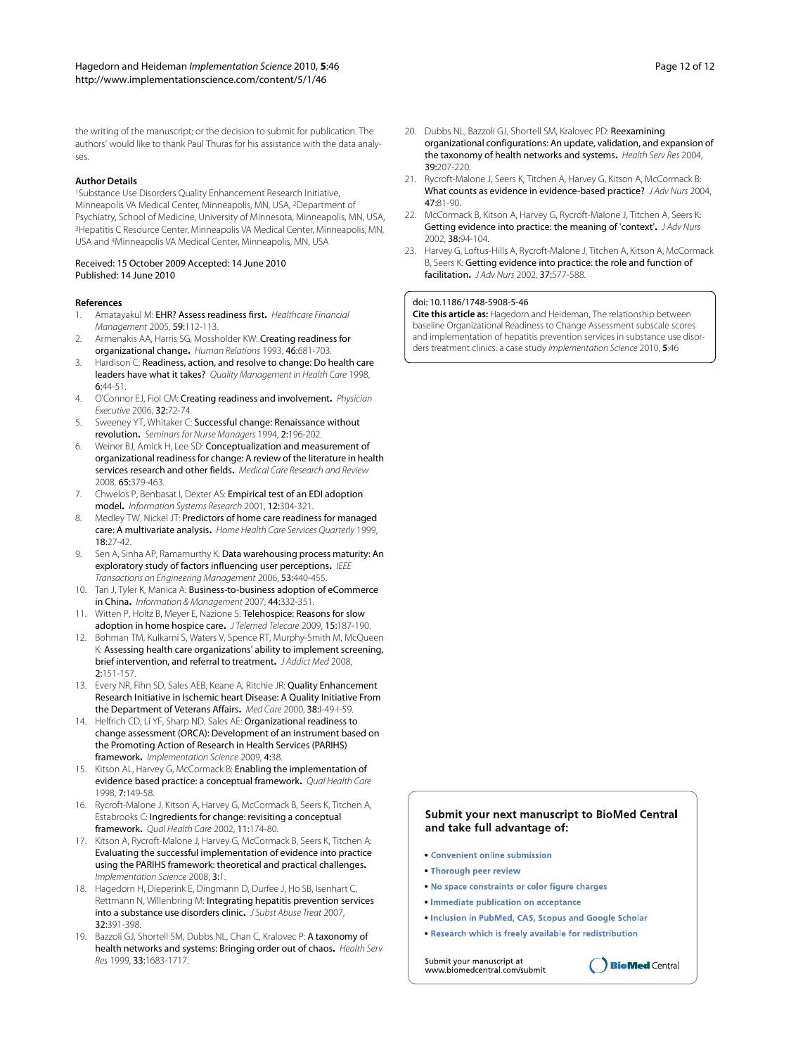the writing of the manuscript; or the decision to submit for publication. The authors' would like to thank Paul Thuras for his assistance with the data analyses.

### Author Details

[1]Substance Use Disorders Quality Enhancement Research Initiative, Minneapolis VA Medical Center, Minneapolis, MN, USA, [2]Department of Psychiatry, School of Medicine, University of Minnesota, Minneapolis, MN, USA, [3]Hepatitis C Resource Center, Minneapolis VA Medical Center, Minneapolis, MN, USA and [4]Minneapolis VA Medical Center, Minneapolis, MN, USA

Received: 15 October 2009 Accepted: 14 June 2010
Published: 14 June 2010

### References

1. Amatayakul M: **EHR? Assess readiness first.** *Healthcare Financial Management* 2005, **59**:112-113.
2. Armenakis AA, Harris SG, Mossholder KW: **Creating readiness for organizational change.** *Human Relations* 1993, **46**:681-703.
3. Hardison C: **Readiness, action, and resolve to change: Do health care leaders have what it takes?** *Quality Management in Health Care* 1998, **6**:44-51.
4. O'Connor EJ, Fiol CM: **Creating readiness and involvement.** *Physician Executive* 2006, **32**:72-74.
5. Sweeney YT, Whitaker C: **Successful change: Renaissance without revolution.** *Seminars for Nurse Managers* 1994, **2**:196-202.
6. Weiner BJ, Amick H, Lee SD: **Conceptualization and measurement of organizational readiness for change: A review of the literature in health services research and other fields.** *Medical Care Research and Review* 2008, **65**:379-463.
7. Chwelos P, Benbasat I, Dexter AS: **Empirical test of an EDI adoption model.** *Information Systems Research* 2001, **12**:304-321.
8. Medley TW, Nickel JT: **Predictors of home care readiness for managed care: A multivariate analysis.** *Home Health Care Services Quarterly* 1999, **18**:27-42.
9. Sen A, Sinha AP, Ramamurthy K: **Data warehousing process maturity: An exploratory study of factors influencing user perceptions.** *IEEE Transactions on Engineering Management* 2006, **53**:440-455.
10. Tan J, Tyler K, Manica A: **Business-to-business adoption of eCommerce in China.** *Information & Management* 2007, **44**:332-351.
11. Witten P, Holtz B, Meyer E, Nazione S: **Telehospice: Reasons for slow adoption in home hospice care.** *J Telemed Telecare* 2009, **15**:187-190.
12. Bohman TM, Kulkarni S, Waters V, Spence RT, Murphy-Smith M, McQueen K: **Assessing health care organizations' ability to implement screening, brief intervention, and referral to treatment.** *J Addict Med* 2008, **2**:151-157.
13. Every NR, Fihn SD, Sales AEB, Keane A, Ritchie JR: **Quality Enhancement Research Initiative in Ischemic heart Disease: A Quality Initiative From the Department of Veterans Affairs.** *Med Care* 2000, **38**:I-49-I-59.
14. Helfrich CD, Li YF, Sharp ND, Sales AE: **Organizational readiness to change assessment (ORCA): Development of an instrument based on the Promoting Action of Research in Health Services (PARIHS) framework.** *Implementation Science* 2009, **4**:38.
15. Kitson AL, Harvey G, McCormack B: **Enabling the implementation of evidence based practice: a conceptual framework.** *Qual Health Care* 1998, **7**:149-58.
16. Rycroft-Malone J, Kitson A, Harvey G, McCormack B, Seers K, Titchen A, Estabrooks C: **Ingredients for change: revisiting a conceptual framework.** *Qual Health Care* 2002, **11**:174-80.
17. Kitson A, Rycroft-Malone J, Harvey G, McCormack B, Seers K, Titchen A: **Evaluating the successful implementation of evidence into practice using the PARIHS framework: theoretical and practical challenges.** *Implementation Science* 2008, **3**:1.
18. Hagedorn H, Dieperink E, Dingmann D, Durfee J, Ho SB, Isenhart C, Rettmann N, Willenbring M: **Integrating hepatitis prevention services into a substance use disorders clinic.** *J Subst Abuse Treat* 2007, **32**:391-398.
19. Bazzoli GJ, Shortell SM, Dubbs NL, Chan C, Kralovec P: **A taxonomy of health networks and systems: Bringing order out of chaos.** *Health Serv Res* 1999, **33**:1683-1717.
20. Dubbs NL, Bazzoli GJ, Shortell SM, Kralovec PD: **Reexamining organizational configurations: An update, validation, and expansion of the taxonomy of health networks and systems.** *Health Serv Res* 2004, **39**:207-220.
21. Rycroft-Malone J, Seers K, Titchen A, Harvey G, Kitson A, McCormack B: **What counts as evidence in evidence-based practice?** *J Adv Nurs* 2004, **47**:81-90.
22. McCormack B, Kitson A, Harvey G, Rycroft-Malone J, Titchen A, Seers K: **Getting evidence into practice: the meaning of 'context'.** *J Adv Nurs* 2002, **38**:94-104.
23. Harvey G, Loftus-Hills A, Rycroft-Malone J, Titchen A, Kitson A, McCormack B, Seers K: **Getting evidence into practice: the role and function of facilitation.** *J Adv Nurs* 2002, **37**:577-588.

doi: 10.1186/1748-5908-5-46
**Cite this article as:** Hagedorn and Heideman, The relationship between baseline Organizational Readiness to Change Assessment subscale scores and implementation of hepatitis prevention services in substance use disorders treatment clinics: a case study *Implementation Science* 2010, **5**:46